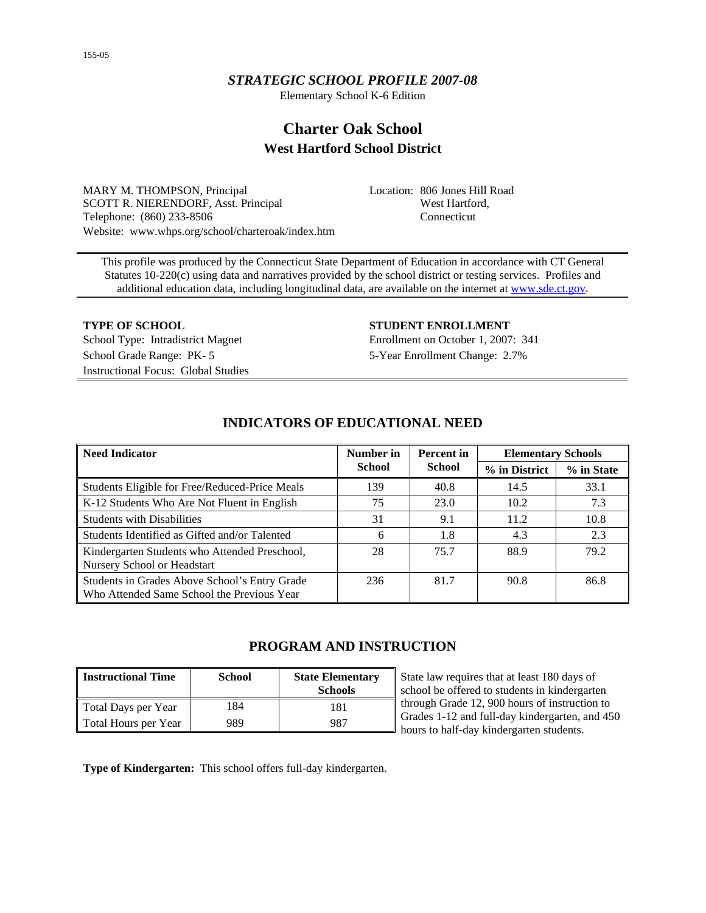155-05

*STRATEGIC SCHOOL PROFILE 2007-08*

Elementary School K-6 Edition

# Charter Oak School

## West Hartford School District

MARY M. THOMPSON, Principal
SCOTT R. NIERENDORF, Asst. Principal
Telephone: (860) 233-8506
Website: www.whps.org/school/charteroak/index.htm

Location: 806 Jones Hill Road
West Hartford,
Connecticut

This profile was produced by the Connecticut State Department of Education in accordance with CT General Statutes 10-220(c) using data and narratives provided by the school district or testing services. Profiles and additional education data, including longitudinal data, are available on the internet at www.sde.ct.gov.

**TYPE OF SCHOOL**

School Type: Intradistrict Magnet
School Grade Range: PK- 5
Instructional Focus: Global Studies

**STUDENT ENROLLMENT**

Enrollment on October 1, 2007: 341
5-Year Enrollment Change: 2.7%

## INDICATORS OF EDUCATIONAL NEED

| Need Indicator | Number in School | Percent in School | Elementary Schools | |
|---|---|---|---|---|
| | | | % in District | % in State |
| Students Eligible for Free/Reduced-Price Meals | 139 | 40.8 | 14.5 | 33.1 |
| K-12 Students Who Are Not Fluent in English | 75 | 23.0 | 10.2 | 7.3 |
| Students with Disabilities | 31 | 9.1 | 11.2 | 10.8 |
| Students Identified as Gifted and/or Talented | 6 | 1.8 | 4.3 | 2.3 |
| Kindergarten Students who Attended Preschool, Nursery School or Headstart | 28 | 75.7 | 88.9 | 79.2 |
| Students in Grades Above School's Entry Grade Who Attended Same School the Previous Year | 236 | 81.7 | 90.8 | 86.8 |

## PROGRAM AND INSTRUCTION

| Instructional Time | School | State Elementary Schools |
|---|---|---|
| Total Days per Year | 184 | 181 |
| Total Hours per Year | 989 | 987 |

State law requires that at least 180 days of school be offered to students in kindergarten through Grade 12, 900 hours of instruction to Grades 1-12 and full-day kindergarten, and 450 hours to half-day kindergarten students.

**Type of Kindergarten:** This school offers full-day kindergarten.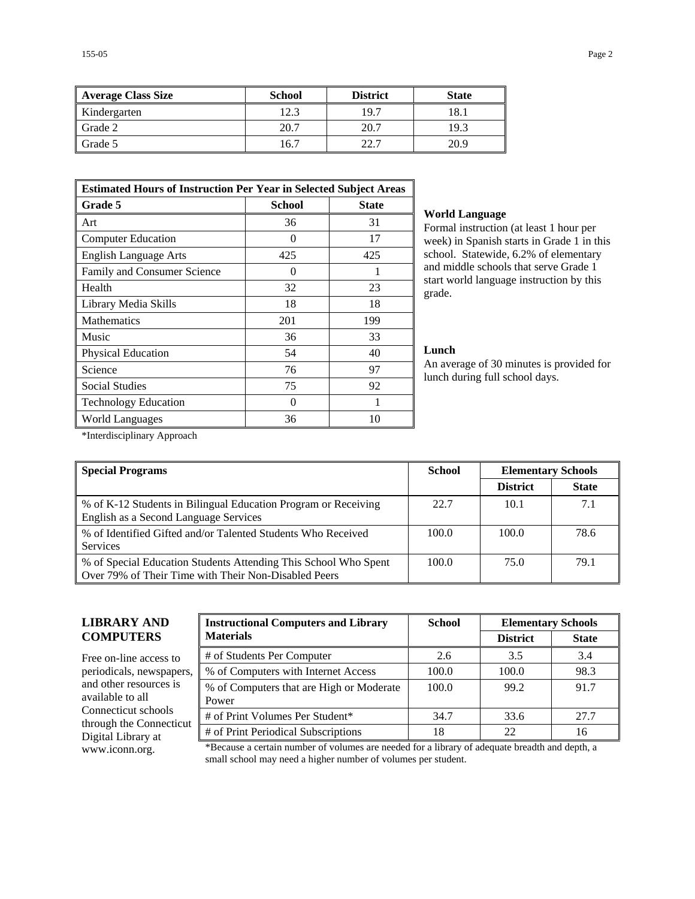| Average Class Size | School | District | State |
|---|---|---|---|
| Kindergarten | 12.3 | 19.7 | 18.1 |
| Grade 2 | 20.7 | 20.7 | 19.3 |
| Grade 5 | 16.7 | 22.7 | 20.9 |

| Estimated Hours of Instruction Per Year in Selected Subject Areas | | |
|---|---|---|
| **Grade 5** | **School** | **State** |
| Art | 36 | 31 |
| Computer Education | 0 | 17 |
| English Language Arts | 425 | 425 |
| Family and Consumer Science | 0 | 1 |
| Health | 32 | 23 |
| Library Media Skills | 18 | 18 |
| Mathematics | 201 | 199 |
| Music | 36 | 33 |
| Physical Education | 54 | 40 |
| Science | 76 | 97 |
| Social Studies | 75 | 92 |
| Technology Education | 0 | 1 |
| World Languages | 36 | 10 |

*Interdisciplinary Approach

**World Language**

Formal instruction (at least 1 hour per week) in Spanish starts in Grade 1 in this school. Statewide, 6.2% of elementary and middle schools that serve Grade 1 start world language instruction by this grade.

**Lunch**

An average of 30 minutes is provided for lunch during full school days.

| Special Programs | School | Elementary Schools | |
|---|---|---|---|
| | | **District** | **State** |
| % of K-12 Students in Bilingual Education Program or Receiving English as a Second Language Services | 22.7 | 10.1 | 7.1 |
| % of Identified Gifted and/or Talented Students Who Received Services | 100.0 | 100.0 | 78.6 |
| % of Special Education Students Attending This School Who Spent Over 79% of Their Time with Their Non-Disabled Peers | 100.0 | 75.0 | 79.1 |

## LIBRARY AND COMPUTERS

Free on-line access to periodicals, newspapers, and other resources is available to all Connecticut schools through the Connecticut Digital Library at www.iconn.org.

| Instructional Computers and Library Materials | School | Elementary Schools | |
|---|---|---|---|
| | | **District** | **State** |
| # of Students Per Computer | 2.6 | 3.5 | 3.4 |
| % of Computers with Internet Access | 100.0 | 100.0 | 98.3 |
| % of Computers that are High or Moderate Power | 100.0 | 99.2 | 91.7 |
| # of Print Volumes Per Student* | 34.7 | 33.6 | 27.7 |
| # of Print Periodical Subscriptions | 18 | 22 | 16 |

*Because a certain number of volumes are needed for a library of adequate breadth and depth, a small school may need a higher number of volumes per student.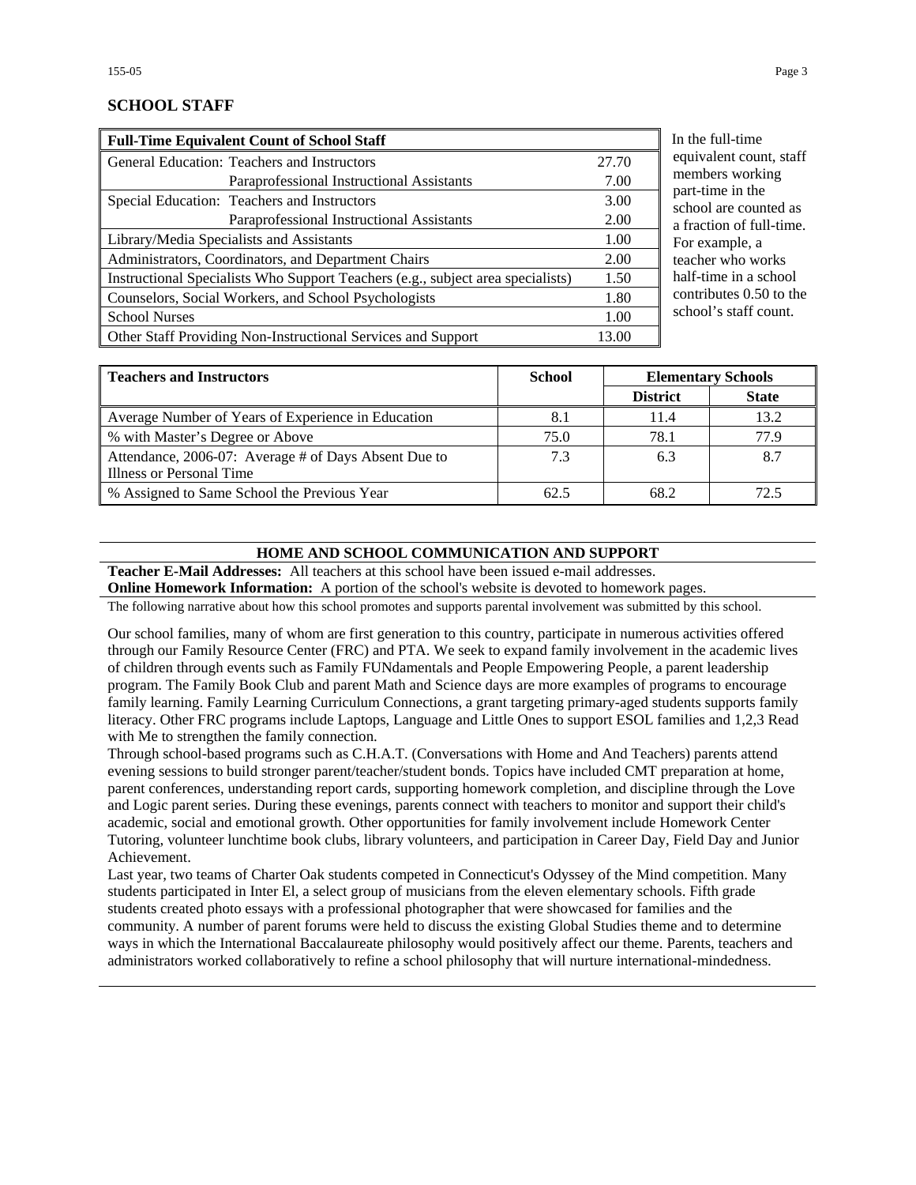## SCHOOL STAFF

| Full-Time Equivalent Count of School Staff | | |
|---|---|---|
| General Education: | Teachers and Instructors | 27.70 |
| | Paraprofessional Instructional Assistants | 7.00 |
| Special Education: | Teachers and Instructors | 3.00 |
| | Paraprofessional Instructional Assistants | 2.00 |
| Library/Media Specialists and Assistants | | 1.00 |
| Administrators, Coordinators, and Department Chairs | | 2.00 |
| Instructional Specialists Who Support Teachers (e.g., subject area specialists) | | 1.50 |
| Counselors, Social Workers, and School Psychologists | | 1.80 |
| School Nurses | | 1.00 |
| Other Staff Providing Non-Instructional Services and Support | | 13.00 |

In the full-time equivalent count, staff members working part-time in the school are counted as a fraction of full-time. For example, a teacher who works half-time in a school contributes 0.50 to the school's staff count.

| Teachers and Instructors | School | Elementary Schools | |
|---|---|---|---|
| | | District | State |
| Average Number of Years of Experience in Education | 8.1 | 11.4 | 13.2 |
| % with Master's Degree or Above | 75.0 | 78.1 | 77.9 |
| Attendance, 2006-07: Average # of Days Absent Due to Illness or Personal Time | 7.3 | 6.3 | 8.7 |
| % Assigned to Same School the Previous Year | 62.5 | 68.2 | 72.5 |

## HOME AND SCHOOL COMMUNICATION AND SUPPORT

**Teacher E-Mail Addresses:** All teachers at this school have been issued e-mail addresses.

**Online Homework Information:** A portion of the school's website is devoted to homework pages.

The following narrative about how this school promotes and supports parental involvement was submitted by this school.

Our school families, many of whom are first generation to this country, participate in numerous activities offered through our Family Resource Center (FRC) and PTA. We seek to expand family involvement in the academic lives of children through events such as Family FUNdamentals and People Empowering People, a parent leadership program. The Family Book Club and parent Math and Science days are more examples of programs to encourage family learning. Family Learning Curriculum Connections, a grant targeting primary-aged students supports family literacy. Other FRC programs include Laptops, Language and Little Ones to support ESOL families and 1,2,3 Read with Me to strengthen the family connection.

Through school-based programs such as C.H.A.T. (Conversations with Home and And Teachers) parents attend evening sessions to build stronger parent/teacher/student bonds. Topics have included CMT preparation at home, parent conferences, understanding report cards, supporting homework completion, and discipline through the Love and Logic parent series. During these evenings, parents connect with teachers to monitor and support their child's academic, social and emotional growth. Other opportunities for family involvement include Homework Center Tutoring, volunteer lunchtime book clubs, library volunteers, and participation in Career Day, Field Day and Junior Achievement.

Last year, two teams of Charter Oak students competed in Connecticut's Odyssey of the Mind competition. Many students participated in Inter El, a select group of musicians from the eleven elementary schools. Fifth grade students created photo essays with a professional photographer that were showcased for families and the community. A number of parent forums were held to discuss the existing Global Studies theme and to determine ways in which the International Baccalaureate philosophy would positively affect our theme. Parents, teachers and administrators worked collaboratively to refine a school philosophy that will nurture international-mindedness.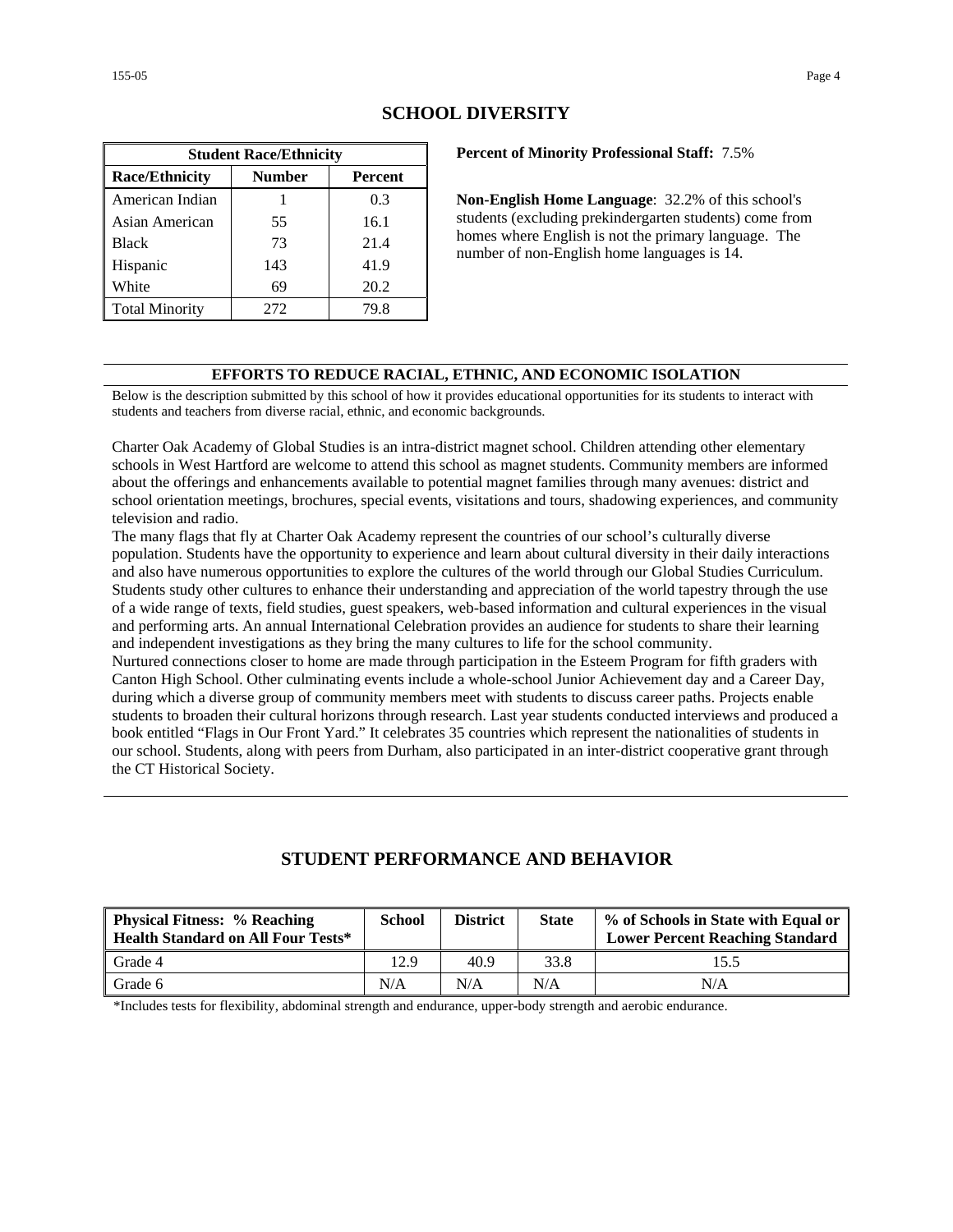## SCHOOL DIVERSITY

| Student Race/Ethnicity | | |
|---|---|---|
| **Race/Ethnicity** | **Number** | **Percent** |
| American Indian | 1 | 0.3 |
| Asian American | 55 | 16.1 |
| Black | 73 | 21.4 |
| Hispanic | 143 | 41.9 |
| White | 69 | 20.2 |
| Total Minority | 272 | 79.8 |

**Percent of Minority Professional Staff:** 7.5%

**Non-English Home Language**: 32.2% of this school's students (excluding prekindergarten students) come from homes where English is not the primary language. The number of non-English home languages is 14.

### EFFORTS TO REDUCE RACIAL, ETHNIC, AND ECONOMIC ISOLATION

Below is the description submitted by this school of how it provides educational opportunities for its students to interact with students and teachers from diverse racial, ethnic, and economic backgrounds.

Charter Oak Academy of Global Studies is an intra-district magnet school. Children attending other elementary schools in West Hartford are welcome to attend this school as magnet students. Community members are informed about the offerings and enhancements available to potential magnet families through many avenues: district and school orientation meetings, brochures, special events, visitations and tours, shadowing experiences, and community television and radio.

The many flags that fly at Charter Oak Academy represent the countries of our school's culturally diverse population. Students have the opportunity to experience and learn about cultural diversity in their daily interactions and also have numerous opportunities to explore the cultures of the world through our Global Studies Curriculum. Students study other cultures to enhance their understanding and appreciation of the world tapestry through the use of a wide range of texts, field studies, guest speakers, web-based information and cultural experiences in the visual and performing arts. An annual International Celebration provides an audience for students to share their learning and independent investigations as they bring the many cultures to life for the school community.

Nurtured connections closer to home are made through participation in the Esteem Program for fifth graders with Canton High School. Other culminating events include a whole-school Junior Achievement day and a Career Day, during which a diverse group of community members meet with students to discuss career paths. Projects enable students to broaden their cultural horizons through research. Last year students conducted interviews and produced a book entitled "Flags in Our Front Yard." It celebrates 35 countries which represent the nationalities of students in our school. Students, along with peers from Durham, also participated in an inter-district cooperative grant through the CT Historical Society.

## STUDENT PERFORMANCE AND BEHAVIOR

| Physical Fitness: % Reaching Health Standard on All Four Tests* | School | District | State | % of Schools in State with Equal or Lower Percent Reaching Standard |
|---|---|---|---|---|
| Grade 4 | 12.9 | 40.9 | 33.8 | 15.5 |
| Grade 6 | N/A | N/A | N/A | N/A |

*Includes tests for flexibility, abdominal strength and endurance, upper-body strength and aerobic endurance.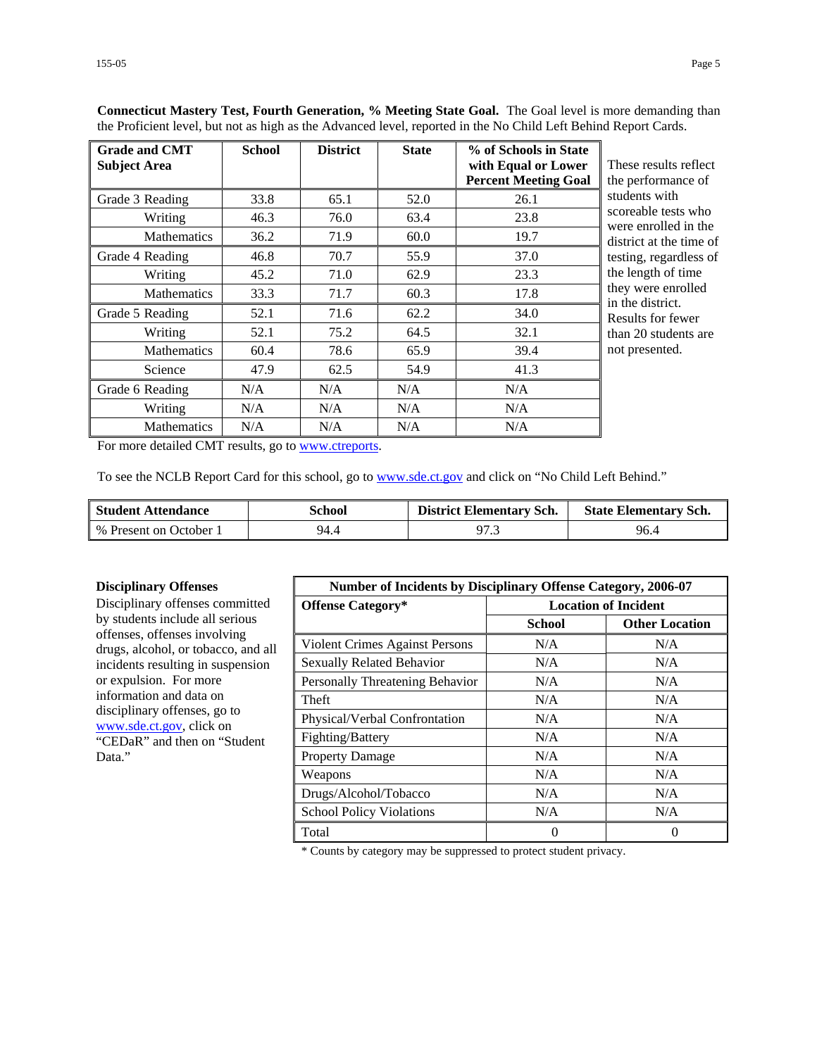**Connecticut Mastery Test, Fourth Generation, % Meeting State Goal.** The Goal level is more demanding than the Proficient level, but not as high as the Advanced level, reported in the No Child Left Behind Report Cards.

| Grade and CMT Subject Area | School | District | State | % of Schools in State with Equal or Lower Percent Meeting Goal |
|---|---|---|---|---|
| Grade 3 Reading | 33.8 | 65.1 | 52.0 | 26.1 |
| Writing | 46.3 | 76.0 | 63.4 | 23.8 |
| Mathematics | 36.2 | 71.9 | 60.0 | 19.7 |
| Grade 4 Reading | 46.8 | 70.7 | 55.9 | 37.0 |
| Writing | 45.2 | 71.0 | 62.9 | 23.3 |
| Mathematics | 33.3 | 71.7 | 60.3 | 17.8 |
| Grade 5 Reading | 52.1 | 71.6 | 62.2 | 34.0 |
| Writing | 52.1 | 75.2 | 64.5 | 32.1 |
| Mathematics | 60.4 | 78.6 | 65.9 | 39.4 |
| Science | 47.9 | 62.5 | 54.9 | 41.3 |
| Grade 6 Reading | N/A | N/A | N/A | N/A |
| Writing | N/A | N/A | N/A | N/A |
| Mathematics | N/A | N/A | N/A | N/A |

These results reflect the performance of students with scoreable tests who were enrolled in the district at the time of testing, regardless of the length of time they were enrolled in the district. Results for fewer than 20 students are not presented.

For more detailed CMT results, go to www.ctreports.

To see the NCLB Report Card for this school, go to www.sde.ct.gov and click on "No Child Left Behind."

| Student Attendance | School | District Elementary Sch. | State Elementary Sch. |
|---|---|---|---|
| % Present on October 1 | 94.4 | 97.3 | 96.4 |

**Disciplinary Offenses**

Disciplinary offenses committed by students include all serious offenses, offenses involving drugs, alcohol, or tobacco, and all incidents resulting in suspension or expulsion. For more information and data on disciplinary offenses, go to www.sde.ct.gov, click on "CEDaR" and then on "Student Data."

**Number of Incidents by Disciplinary Offense Category, 2006-07**

| Offense Category* | Location of Incident | |
|---|---|---|
| | School | Other Location |
| Violent Crimes Against Persons | N/A | N/A |
| Sexually Related Behavior | N/A | N/A |
| Personally Threatening Behavior | N/A | N/A |
| Theft | N/A | N/A |
| Physical/Verbal Confrontation | N/A | N/A |
| Fighting/Battery | N/A | N/A |
| Property Damage | N/A | N/A |
| Weapons | N/A | N/A |
| Drugs/Alcohol/Tobacco | N/A | N/A |
| School Policy Violations | N/A | N/A |
| Total | 0 | 0 |

* Counts by category may be suppressed to protect student privacy.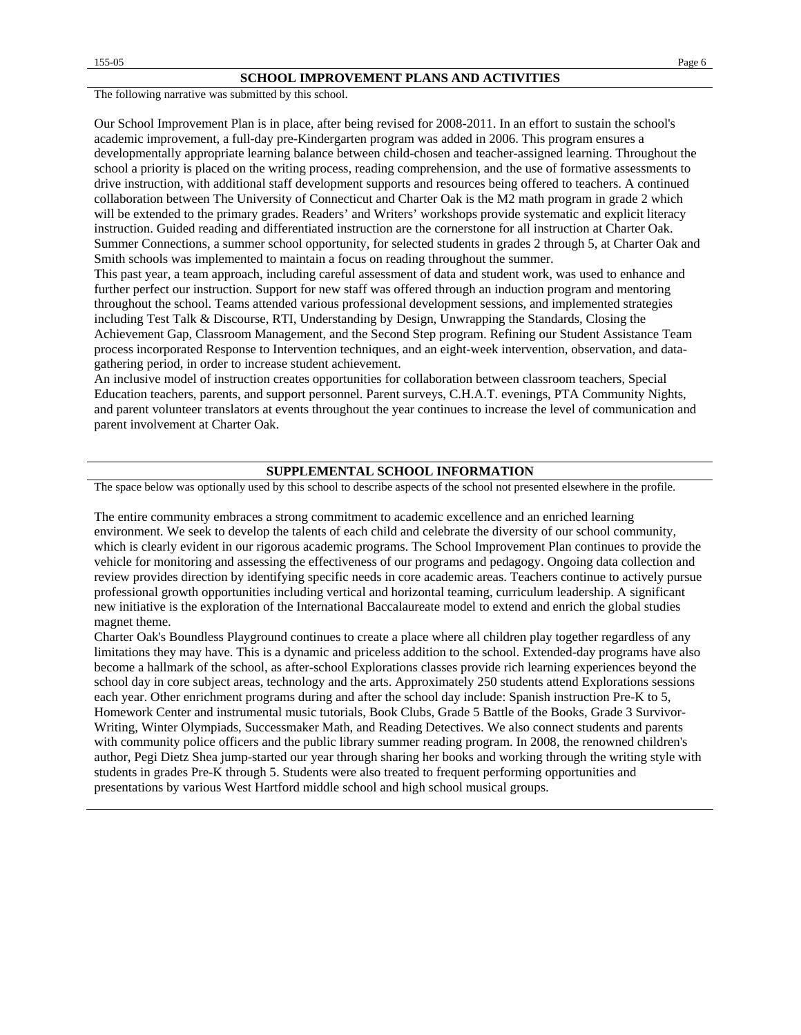## SCHOOL IMPROVEMENT PLANS AND ACTIVITIES

The following narrative was submitted by this school.

Our School Improvement Plan is in place, after being revised for 2008-2011. In an effort to sustain the school's academic improvement, a full-day pre-Kindergarten program was added in 2006. This program ensures a developmentally appropriate learning balance between child-chosen and teacher-assigned learning. Throughout the school a priority is placed on the writing process, reading comprehension, and the use of formative assessments to drive instruction, with additional staff development supports and resources being offered to teachers. A continued collaboration between The University of Connecticut and Charter Oak is the M2 math program in grade 2 which will be extended to the primary grades. Readers' and Writers' workshops provide systematic and explicit literacy instruction. Guided reading and differentiated instruction are the cornerstone for all instruction at Charter Oak. Summer Connections, a summer school opportunity, for selected students in grades 2 through 5, at Charter Oak and Smith schools was implemented to maintain a focus on reading throughout the summer.

This past year, a team approach, including careful assessment of data and student work, was used to enhance and further perfect our instruction. Support for new staff was offered through an induction program and mentoring throughout the school. Teams attended various professional development sessions, and implemented strategies including Test Talk & Discourse, RTI, Understanding by Design, Unwrapping the Standards, Closing the Achievement Gap, Classroom Management, and the Second Step program. Refining our Student Assistance Team process incorporated Response to Intervention techniques, and an eight-week intervention, observation, and data-gathering period, in order to increase student achievement.

An inclusive model of instruction creates opportunities for collaboration between classroom teachers, Special Education teachers, parents, and support personnel. Parent surveys, C.H.A.T. evenings, PTA Community Nights, and parent volunteer translators at events throughout the year continues to increase the level of communication and parent involvement at Charter Oak.

## SUPPLEMENTAL SCHOOL INFORMATION

The space below was optionally used by this school to describe aspects of the school not presented elsewhere in the profile.

The entire community embraces a strong commitment to academic excellence and an enriched learning environment. We seek to develop the talents of each child and celebrate the diversity of our school community, which is clearly evident in our rigorous academic programs. The School Improvement Plan continues to provide the vehicle for monitoring and assessing the effectiveness of our programs and pedagogy. Ongoing data collection and review provides direction by identifying specific needs in core academic areas. Teachers continue to actively pursue professional growth opportunities including vertical and horizontal teaming, curriculum leadership. A significant new initiative is the exploration of the International Baccalaureate model to extend and enrich the global studies magnet theme.

Charter Oak's Boundless Playground continues to create a place where all children play together regardless of any limitations they may have. This is a dynamic and priceless addition to the school. Extended-day programs have also become a hallmark of the school, as after-school Explorations classes provide rich learning experiences beyond the school day in core subject areas, technology and the arts. Approximately 250 students attend Explorations sessions each year. Other enrichment programs during and after the school day include: Spanish instruction Pre-K to 5, Homework Center and instrumental music tutorials, Book Clubs, Grade 5 Battle of the Books, Grade 3 Survivor-Writing, Winter Olympiads, Successmaker Math, and Reading Detectives. We also connect students and parents with community police officers and the public library summer reading program. In 2008, the renowned children's author, Pegi Dietz Shea jump-started our year through sharing her books and working through the writing style with students in grades Pre-K through 5. Students were also treated to frequent performing opportunities and presentations by various West Hartford middle school and high school musical groups.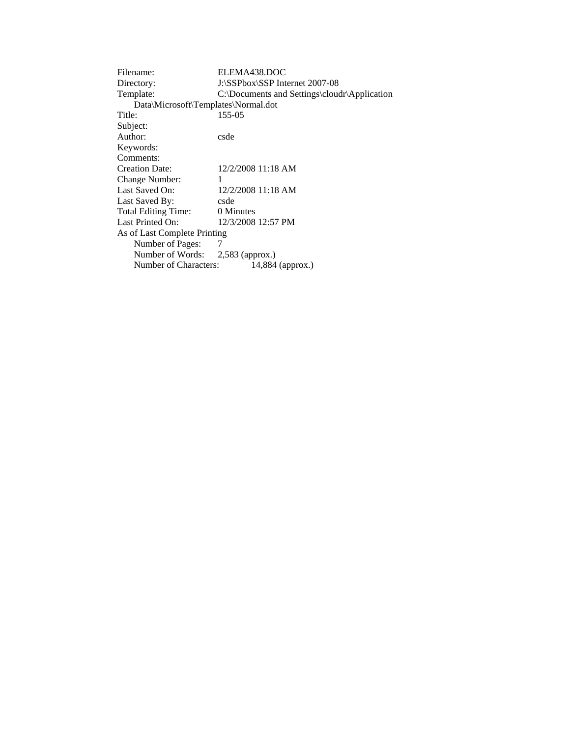Filename: ELEMA438.DOC
Directory: J:\SSPbox\SSP Internet 2007-08
Template: C:\Documents and Settings\cloudr\Application Data\Microsoft\Templates\Normal.dot
Title: 155-05
Subject:
Author: csde
Keywords:
Comments:
Creation Date: 12/2/2008 11:18 AM
Change Number: 1
Last Saved On: 12/2/2008 11:18 AM
Last Saved By: csde
Total Editing Time: 0 Minutes
Last Printed On: 12/3/2008 12:57 PM
As of Last Complete Printing
Number of Pages: 7
Number of Words: 2,583 (approx.)
Number of Characters: 14,884 (approx.)